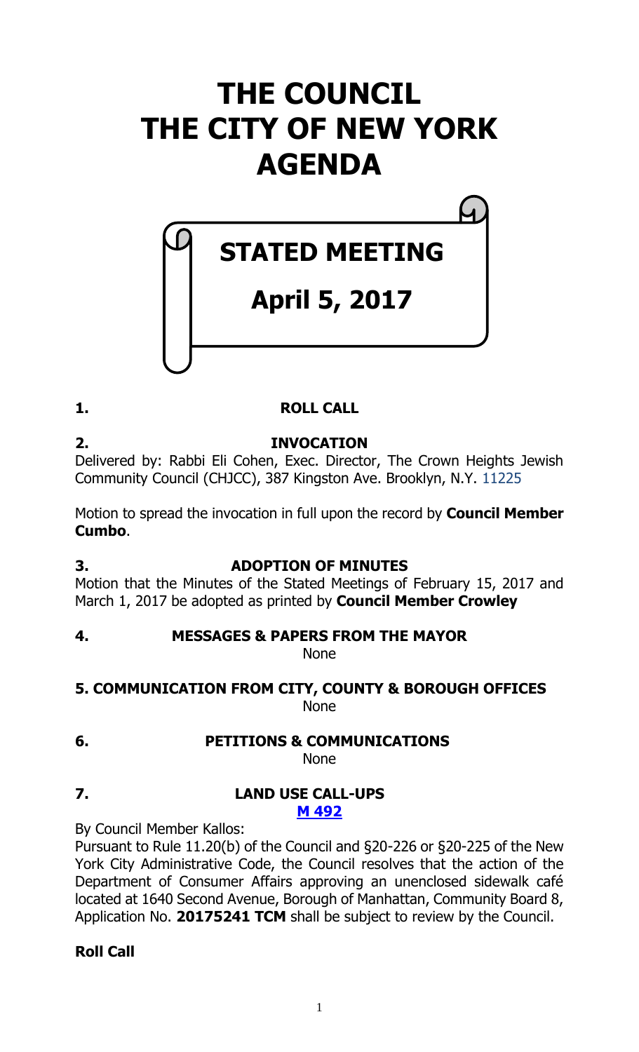# THE COUNCIL
# THE CITY OF NEW YORK
# AGENDA

## STATED MEETING

## April 5, 2017

**1. ROLL CALL**

**2. INVOCATION**

Delivered by: Rabbi Eli Cohen, Exec. Director, The Crown Heights Jewish Community Council (CHJCC), 387 Kingston Ave. Brooklyn, N.Y. 11225

Motion to spread the invocation in full upon the record by **Council Member Cumbo**.

**3. ADOPTION OF MINUTES**

Motion that the Minutes of the Stated Meetings of February 15, 2017 and March 1, 2017 be adopted as printed by **Council Member Crowley**

**4. MESSAGES & PAPERS FROM THE MAYOR**

None

**5. COMMUNICATION FROM CITY, COUNTY & BOROUGH OFFICES**

None

**6. PETITIONS & COMMUNICATIONS**

None

**7. LAND USE CALL-UPS**

**M 492**

By Council Member Kallos:

Pursuant to Rule 11.20(b) of the Council and §20-226 or §20-225 of the New York City Administrative Code, the Council resolves that the action of the Department of Consumer Affairs approving an unenclosed sidewalk café located at 1640 Second Avenue, Borough of Manhattan, Community Board 8, Application No. **20175241 TCM** shall be subject to review by the Council.

**Roll Call**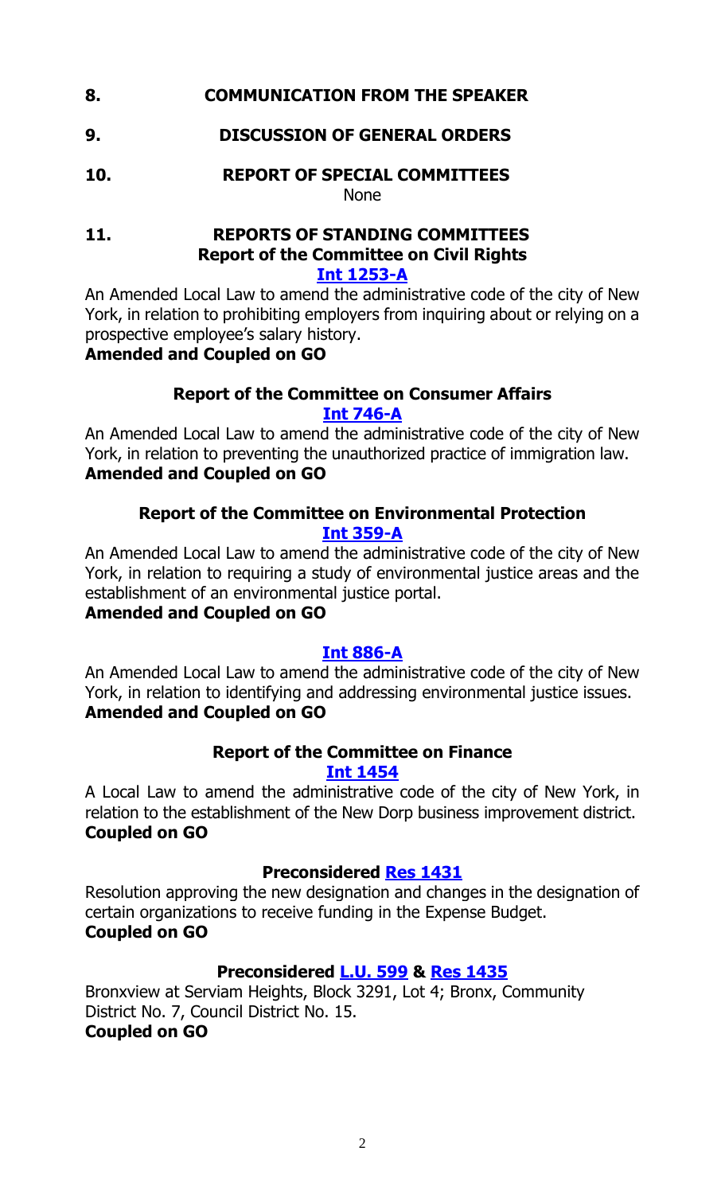## 8. COMMUNICATION FROM THE SPEAKER

## 9. DISCUSSION OF GENERAL ORDERS

## 10. REPORT OF SPECIAL COMMITTEES

None

## 11. REPORTS OF STANDING COMMITTEES

### Report of the Committee on Civil Rights

**Int 1253-A**

An Amended Local Law to amend the administrative code of the city of New York, in relation to prohibiting employers from inquiring about or relying on a prospective employee's salary history.

**Amended and Coupled on GO**

### Report of the Committee on Consumer Affairs

**Int 746-A**

An Amended Local Law to amend the administrative code of the city of New York, in relation to preventing the unauthorized practice of immigration law.

**Amended and Coupled on GO**

### Report of the Committee on Environmental Protection

**Int 359-A**

An Amended Local Law to amend the administrative code of the city of New York, in relation to requiring a study of environmental justice areas and the establishment of an environmental justice portal.

**Amended and Coupled on GO**

**Int 886-A**

An Amended Local Law to amend the administrative code of the city of New York, in relation to identifying and addressing environmental justice issues.

**Amended and Coupled on GO**

### Report of the Committee on Finance

**Int 1454**

A Local Law to amend the administrative code of the city of New York, in relation to the establishment of the New Dorp business improvement district.

**Coupled on GO**

**Preconsidered Res 1431**

Resolution approving the new designation and changes in the designation of certain organizations to receive funding in the Expense Budget.

**Coupled on GO**

**Preconsidered L.U. 599 & Res 1435**

Bronxview at Serviam Heights, Block 3291, Lot 4; Bronx, Community District No. 7, Council District No. 15.

**Coupled on GO**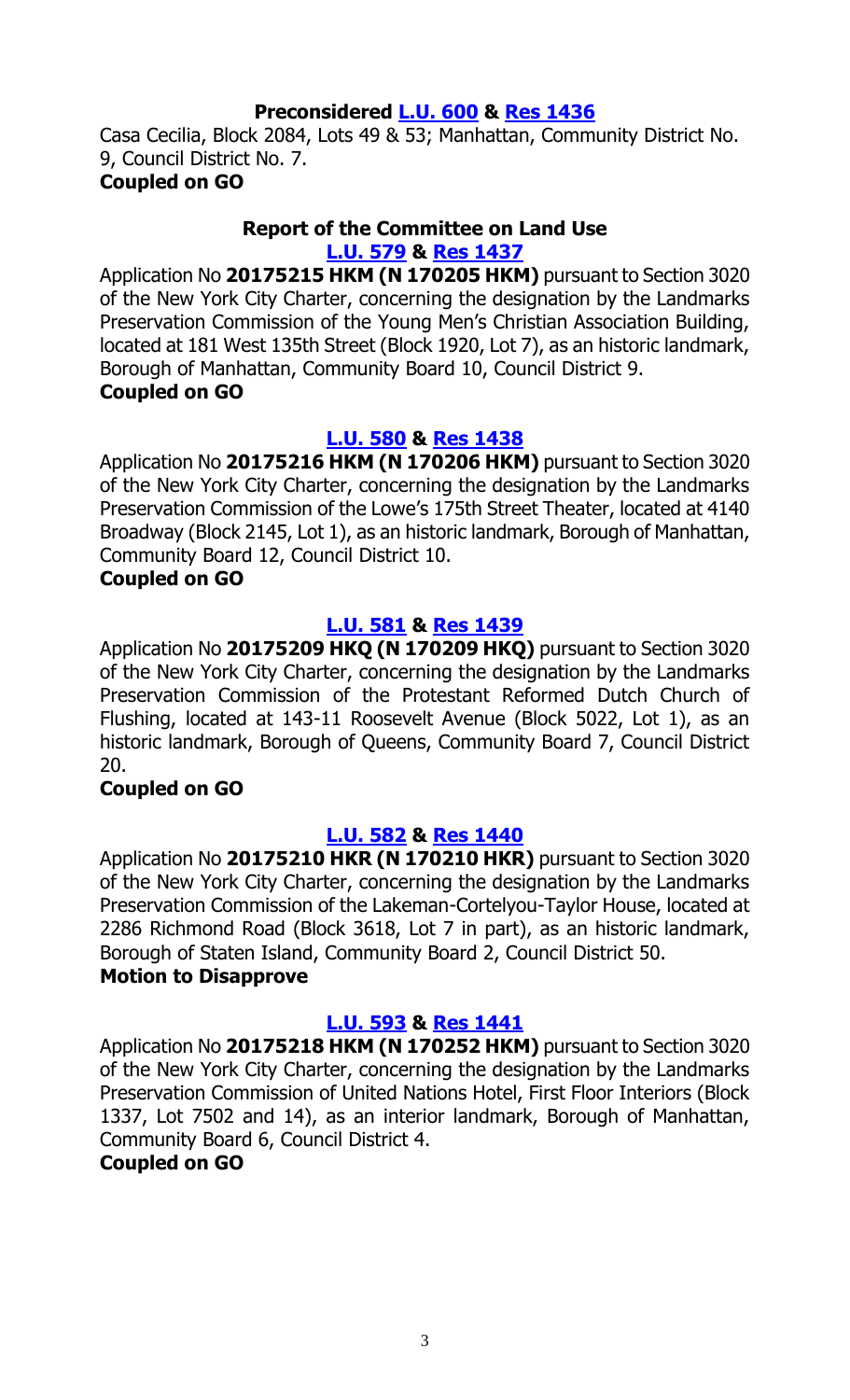**Preconsidered L.U. 600 & Res 1436**

Casa Cecilia, Block 2084, Lots 49 & 53; Manhattan, Community District No. 9, Council District No. 7.

**Coupled on GO**

**Report of the Committee on Land Use**

**L.U. 579 & Res 1437**

Application No **20175215 HKM (N 170205 HKM)** pursuant to Section 3020 of the New York City Charter, concerning the designation by the Landmarks Preservation Commission of the Young Men's Christian Association Building, located at 181 West 135th Street (Block 1920, Lot 7), as an historic landmark, Borough of Manhattan, Community Board 10, Council District 9.

**Coupled on GO**

**L.U. 580 & Res 1438**

Application No **20175216 HKM (N 170206 HKM)** pursuant to Section 3020 of the New York City Charter, concerning the designation by the Landmarks Preservation Commission of the Lowe's 175th Street Theater, located at 4140 Broadway (Block 2145, Lot 1), as an historic landmark, Borough of Manhattan, Community Board 12, Council District 10.

**Coupled on GO**

**L.U. 581 & Res 1439**

Application No **20175209 HKQ (N 170209 HKQ)** pursuant to Section 3020 of the New York City Charter, concerning the designation by the Landmarks Preservation Commission of the Protestant Reformed Dutch Church of Flushing, located at 143-11 Roosevelt Avenue (Block 5022, Lot 1), as an historic landmark, Borough of Queens, Community Board 7, Council District 20.

**Coupled on GO**

**L.U. 582 & Res 1440**

Application No **20175210 HKR (N 170210 HKR)** pursuant to Section 3020 of the New York City Charter, concerning the designation by the Landmarks Preservation Commission of the Lakeman-Cortelyou-Taylor House, located at 2286 Richmond Road (Block 3618, Lot 7 in part), as an historic landmark, Borough of Staten Island, Community Board 2, Council District 50.

**Motion to Disapprove**

**L.U. 593 & Res 1441**

Application No **20175218 HKM (N 170252 HKM)** pursuant to Section 3020 of the New York City Charter, concerning the designation by the Landmarks Preservation Commission of United Nations Hotel, First Floor Interiors (Block 1337, Lot 7502 and 14), as an interior landmark, Borough of Manhattan, Community Board 6, Council District 4.

**Coupled on GO**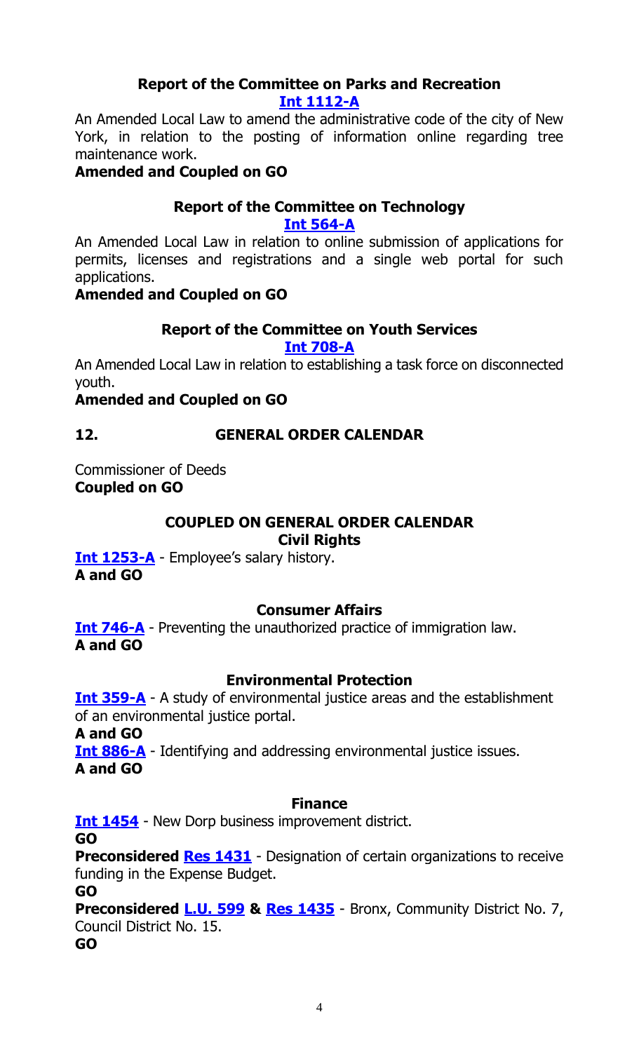### Report of the Committee on Parks and Recreation

**Int 1112-A**

An Amended Local Law to amend the administrative code of the city of New York, in relation to the posting of information online regarding tree maintenance work.

**Amended and Coupled on GO**

### Report of the Committee on Technology

**Int 564-A**

An Amended Local Law in relation to online submission of applications for permits, licenses and registrations and a single web portal for such applications.

**Amended and Coupled on GO**

### Report of the Committee on Youth Services

**Int 708-A**

An Amended Local Law in relation to establishing a task force on disconnected youth.

**Amended and Coupled on GO**

## 12. GENERAL ORDER CALENDAR

Commissioner of Deeds
**Coupled on GO**

### COUPLED ON GENERAL ORDER CALENDAR

#### Civil Rights

**Int 1253-A** - Employee's salary history.
**A and GO**

#### Consumer Affairs

**Int 746-A** - Preventing the unauthorized practice of immigration law.
**A and GO**

#### Environmental Protection

**Int 359-A** - A study of environmental justice areas and the establishment of an environmental justice portal.
**A and GO**

**Int 886-A** - Identifying and addressing environmental justice issues.
**A and GO**

#### Finance

**Int 1454** - New Dorp business improvement district.
**GO**

**Preconsidered Res 1431** - Designation of certain organizations to receive funding in the Expense Budget.
**GO**

**Preconsidered L.U. 599 & Res 1435** - Bronx, Community District No. 7, Council District No. 15.
**GO**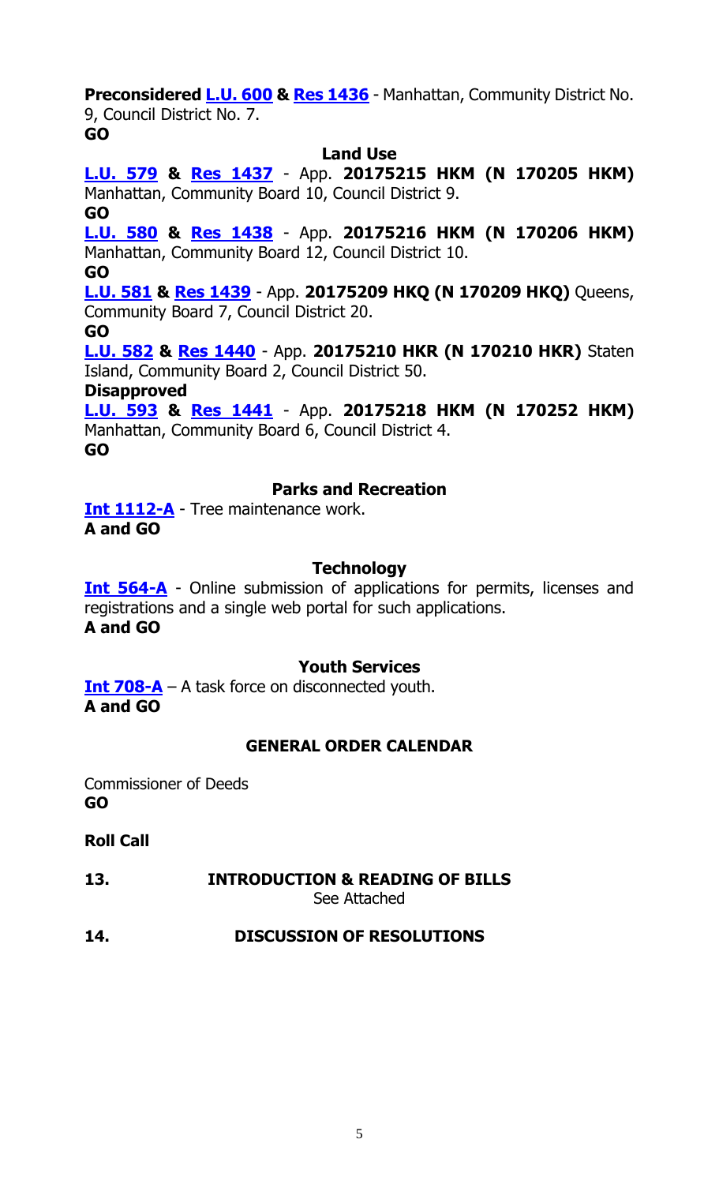**Preconsidered L.U. 600 & Res 1436** - Manhattan, Community District No. 9, Council District No. 7.
**GO**

### Land Use

**L.U. 579 & Res 1437** - App. **20175215 HKM (N 170205 HKM)** Manhattan, Community Board 10, Council District 9.
**GO**

**L.U. 580 & Res 1438** - App. **20175216 HKM (N 170206 HKM)** Manhattan, Community Board 12, Council District 10.
**GO**

**L.U. 581 & Res 1439** - App. **20175209 HKQ (N 170209 HKQ)** Queens, Community Board 7, Council District 20.
**GO**

**L.U. 582 & Res 1440** - App. **20175210 HKR (N 170210 HKR)** Staten Island, Community Board 2, Council District 50.
**Disapproved**

**L.U. 593 & Res 1441** - App. **20175218 HKM (N 170252 HKM)** Manhattan, Community Board 6, Council District 4.
**GO**

### Parks and Recreation

**Int 1112-A** - Tree maintenance work.
**A and GO**

### Technology

**Int 564-A** - Online submission of applications for permits, licenses and registrations and a single web portal for such applications.
**A and GO**

### Youth Services

**Int 708-A** – A task force on disconnected youth.
**A and GO**

### GENERAL ORDER CALENDAR

Commissioner of Deeds
**GO**

**Roll Call**

**13. INTRODUCTION & READING OF BILLS**
See Attached

**14. DISCUSSION OF RESOLUTIONS**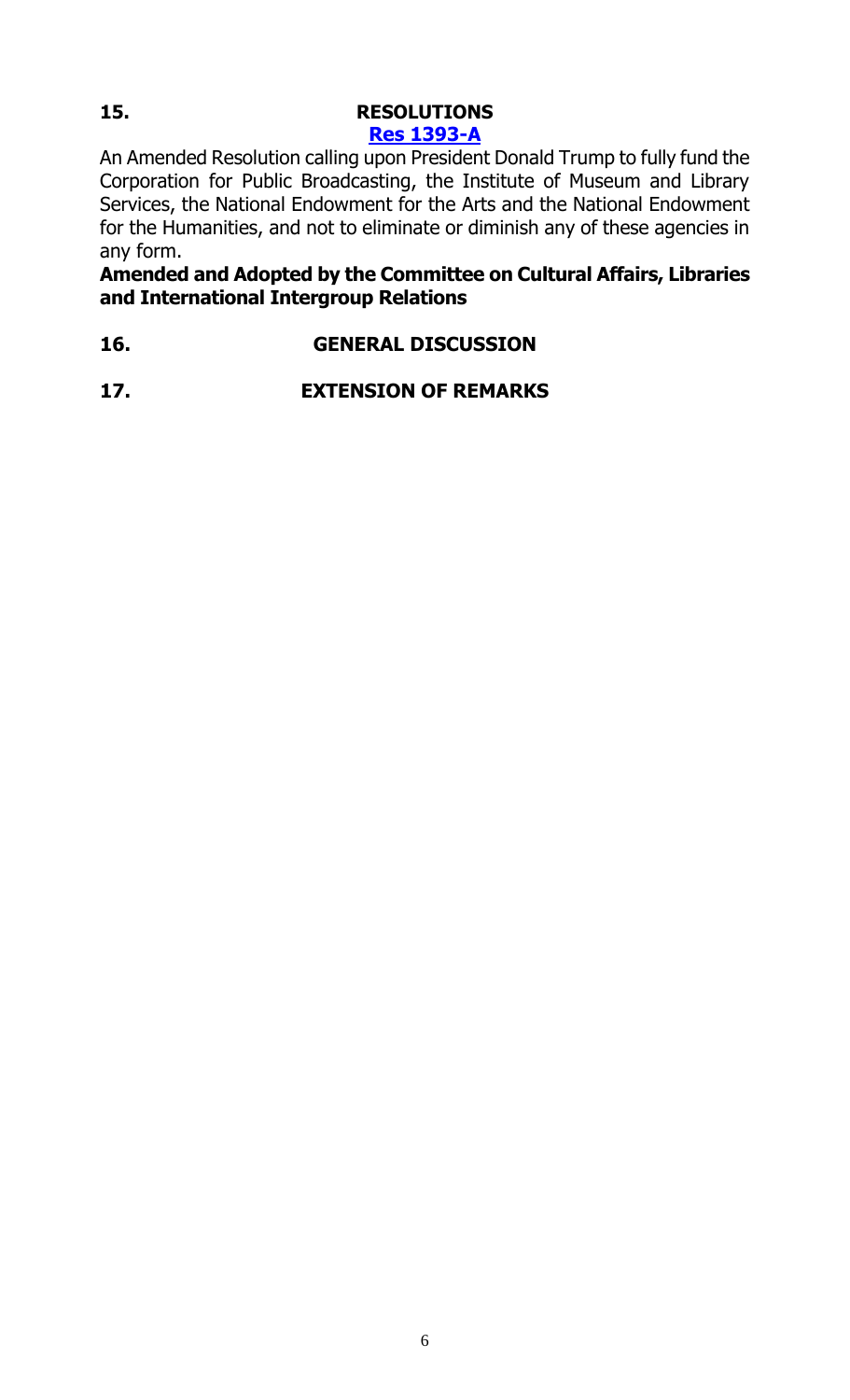**15. RESOLUTIONS**

**Res 1393-A**

An Amended Resolution calling upon President Donald Trump to fully fund the Corporation for Public Broadcasting, the Institute of Museum and Library Services, the National Endowment for the Arts and the National Endowment for the Humanities, and not to eliminate or diminish any of these agencies in any form.

**Amended and Adopted by the Committee on Cultural Affairs, Libraries and International Intergroup Relations**

**16. GENERAL DISCUSSION**

**17. EXTENSION OF REMARKS**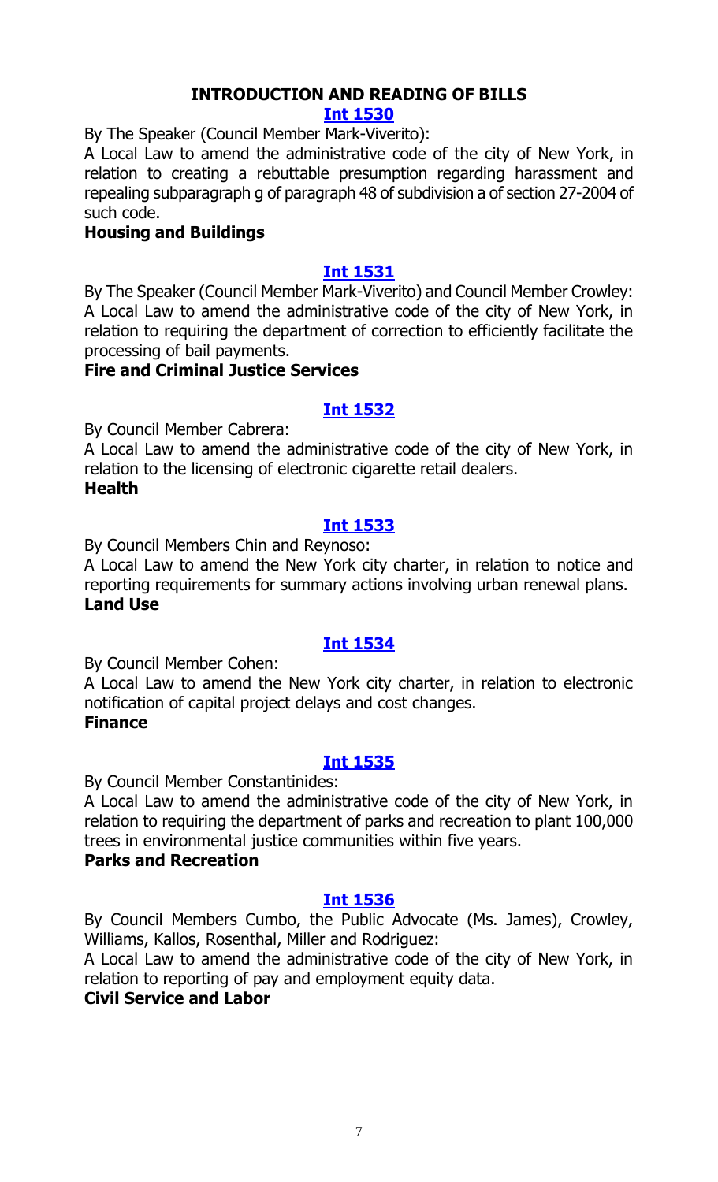## INTRODUCTION AND READING OF BILLS

### Int 1530

By The Speaker (Council Member Mark-Viverito):

A Local Law to amend the administrative code of the city of New York, in relation to creating a rebuttable presumption regarding harassment and repealing subparagraph g of paragraph 48 of subdivision a of section 27-2004 of such code.

**Housing and Buildings**

### Int 1531

By The Speaker (Council Member Mark-Viverito) and Council Member Crowley:

A Local Law to amend the administrative code of the city of New York, in relation to requiring the department of correction to efficiently facilitate the processing of bail payments.

**Fire and Criminal Justice Services**

### Int 1532

By Council Member Cabrera:

A Local Law to amend the administrative code of the city of New York, in relation to the licensing of electronic cigarette retail dealers.

**Health**

### Int 1533

By Council Members Chin and Reynoso:

A Local Law to amend the New York city charter, in relation to notice and reporting requirements for summary actions involving urban renewal plans.

**Land Use**

### Int 1534

By Council Member Cohen:

A Local Law to amend the New York city charter, in relation to electronic notification of capital project delays and cost changes.

**Finance**

### Int 1535

By Council Member Constantinides:

A Local Law to amend the administrative code of the city of New York, in relation to requiring the department of parks and recreation to plant 100,000 trees in environmental justice communities within five years.

**Parks and Recreation**

### Int 1536

By Council Members Cumbo, the Public Advocate (Ms. James), Crowley, Williams, Kallos, Rosenthal, Miller and Rodriguez:

A Local Law to amend the administrative code of the city of New York, in relation to reporting of pay and employment equity data.

**Civil Service and Labor**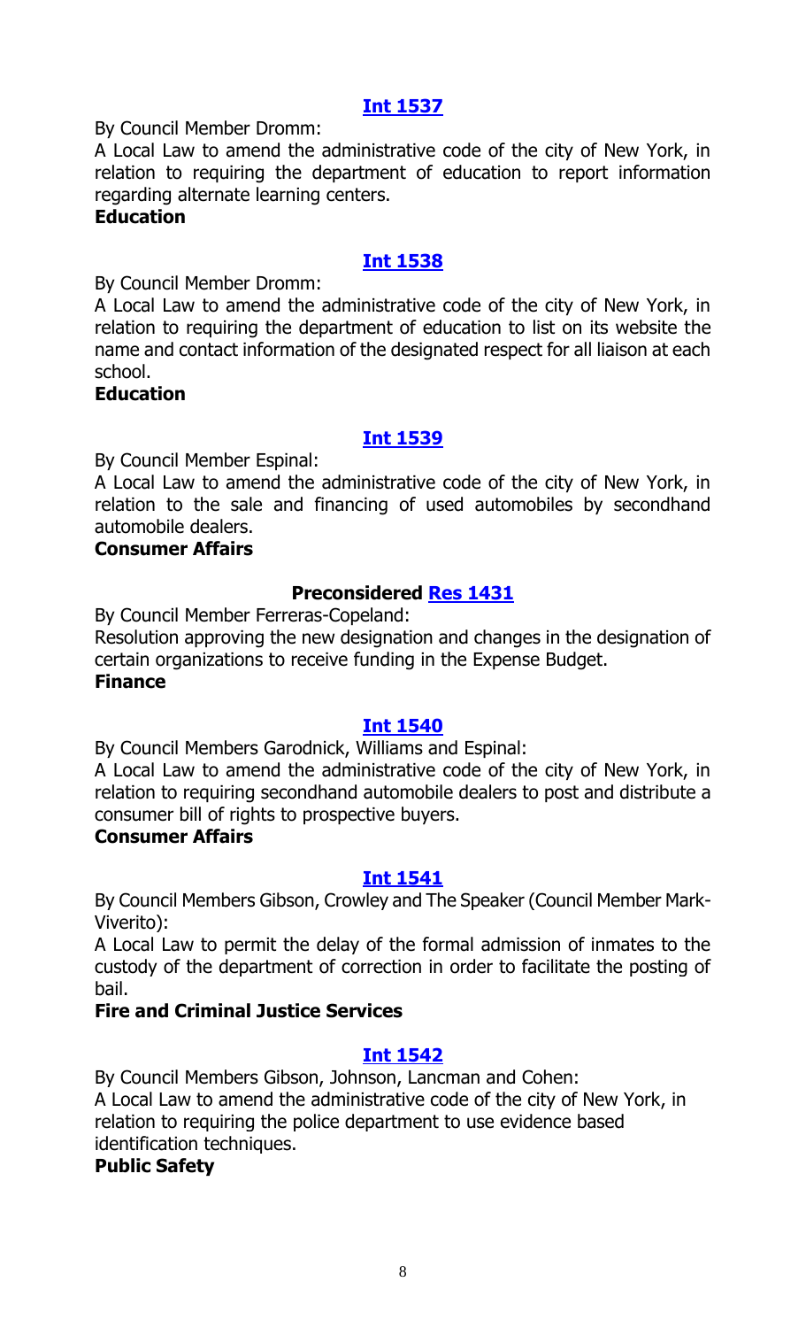### [Int 1537](#)

By Council Member Dromm:

A Local Law to amend the administrative code of the city of New York, in relation to requiring the department of education to report information regarding alternate learning centers.

**Education**

### [Int 1538](#)

By Council Member Dromm:

A Local Law to amend the administrative code of the city of New York, in relation to requiring the department of education to list on its website the name and contact information of the designated respect for all liaison at each school.

**Education**

### [Int 1539](#)

By Council Member Espinal:

A Local Law to amend the administrative code of the city of New York, in relation to the sale and financing of used automobiles by secondhand automobile dealers.

**Consumer Affairs**

### Preconsidered [Res 1431](#)

By Council Member Ferreras-Copeland:

Resolution approving the new designation and changes in the designation of certain organizations to receive funding in the Expense Budget.

**Finance**

### [Int 1540](#)

By Council Members Garodnick, Williams and Espinal:

A Local Law to amend the administrative code of the city of New York, in relation to requiring secondhand automobile dealers to post and distribute a consumer bill of rights to prospective buyers.

**Consumer Affairs**

### [Int 1541](#)

By Council Members Gibson, Crowley and The Speaker (Council Member Mark-Viverito):

A Local Law to permit the delay of the formal admission of inmates to the custody of the department of correction in order to facilitate the posting of bail.

**Fire and Criminal Justice Services**

### [Int 1542](#)

By Council Members Gibson, Johnson, Lancman and Cohen:

A Local Law to amend the administrative code of the city of New York, in relation to requiring the police department to use evidence based identification techniques.

**Public Safety**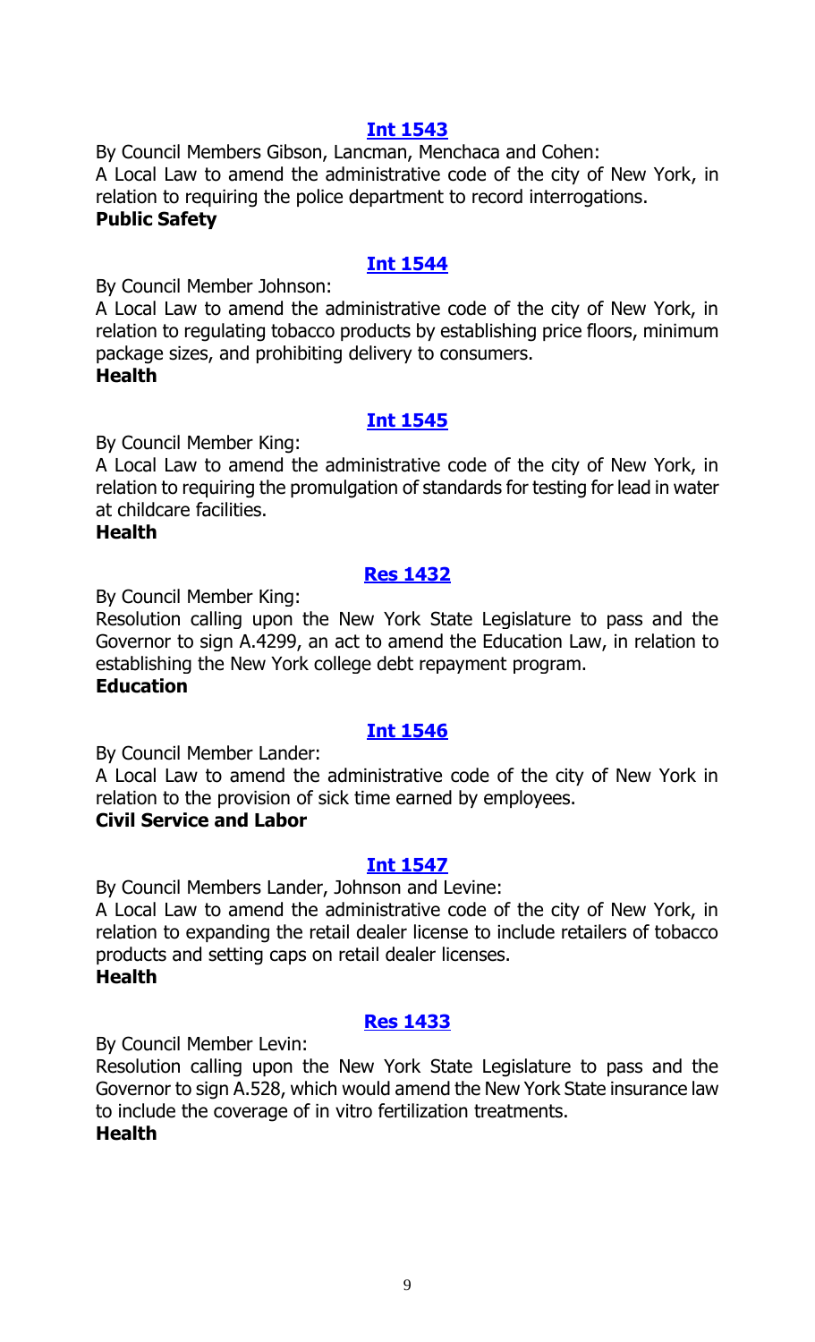### [Int 1543]

By Council Members Gibson, Lancman, Menchaca and Cohen:

A Local Law to amend the administrative code of the city of New York, in relation to requiring the police department to record interrogations.

**Public Safety**

### [Int 1544]

By Council Member Johnson:

A Local Law to amend the administrative code of the city of New York, in relation to regulating tobacco products by establishing price floors, minimum package sizes, and prohibiting delivery to consumers.

**Health**

### [Int 1545]

By Council Member King:

A Local Law to amend the administrative code of the city of New York, in relation to requiring the promulgation of standards for testing for lead in water at childcare facilities.

**Health**

### [Res 1432]

By Council Member King:

Resolution calling upon the New York State Legislature to pass and the Governor to sign A.4299, an act to amend the Education Law, in relation to establishing the New York college debt repayment program.

**Education**

### [Int 1546]

By Council Member Lander:

A Local Law to amend the administrative code of the city of New York in relation to the provision of sick time earned by employees.

**Civil Service and Labor**

### [Int 1547]

By Council Members Lander, Johnson and Levine:

A Local Law to amend the administrative code of the city of New York, in relation to expanding the retail dealer license to include retailers of tobacco products and setting caps on retail dealer licenses.

**Health**

### [Res 1433]

By Council Member Levin:

Resolution calling upon the New York State Legislature to pass and the Governor to sign A.528, which would amend the New York State insurance law to include the coverage of in vitro fertilization treatments.

**Health**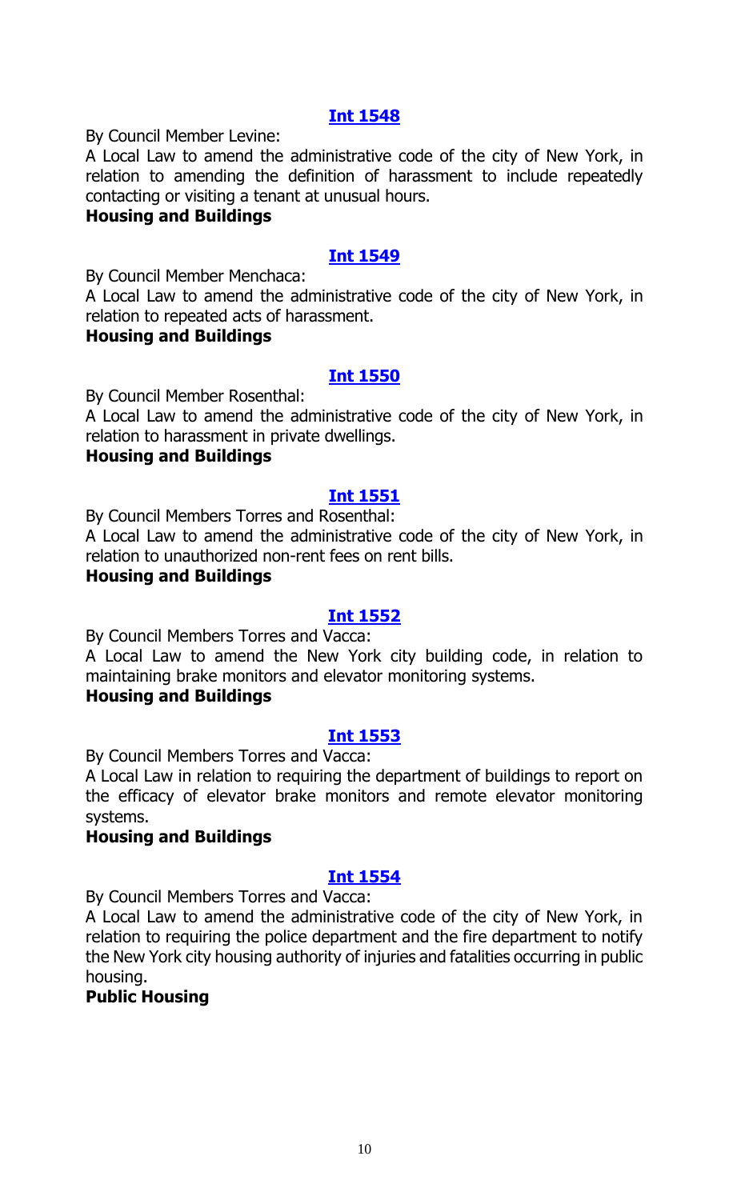**[Int 1548]**

By Council Member Levine:

A Local Law to amend the administrative code of the city of New York, in relation to amending the definition of harassment to include repeatedly contacting or visiting a tenant at unusual hours.

**Housing and Buildings**

**[Int 1549]**

By Council Member Menchaca:

A Local Law to amend the administrative code of the city of New York, in relation to repeated acts of harassment.

**Housing and Buildings**

**[Int 1550]**

By Council Member Rosenthal:

A Local Law to amend the administrative code of the city of New York, in relation to harassment in private dwellings.

**Housing and Buildings**

**[Int 1551]**

By Council Members Torres and Rosenthal:

A Local Law to amend the administrative code of the city of New York, in relation to unauthorized non-rent fees on rent bills.

**Housing and Buildings**

**[Int 1552]**

By Council Members Torres and Vacca:

A Local Law to amend the New York city building code, in relation to maintaining brake monitors and elevator monitoring systems.

**Housing and Buildings**

**[Int 1553]**

By Council Members Torres and Vacca:

A Local Law in relation to requiring the department of buildings to report on the efficacy of elevator brake monitors and remote elevator monitoring systems.

**Housing and Buildings**

**[Int 1554]**

By Council Members Torres and Vacca:

A Local Law to amend the administrative code of the city of New York, in relation to requiring the police department and the fire department to notify the New York city housing authority of injuries and fatalities occurring in public housing.

**Public Housing**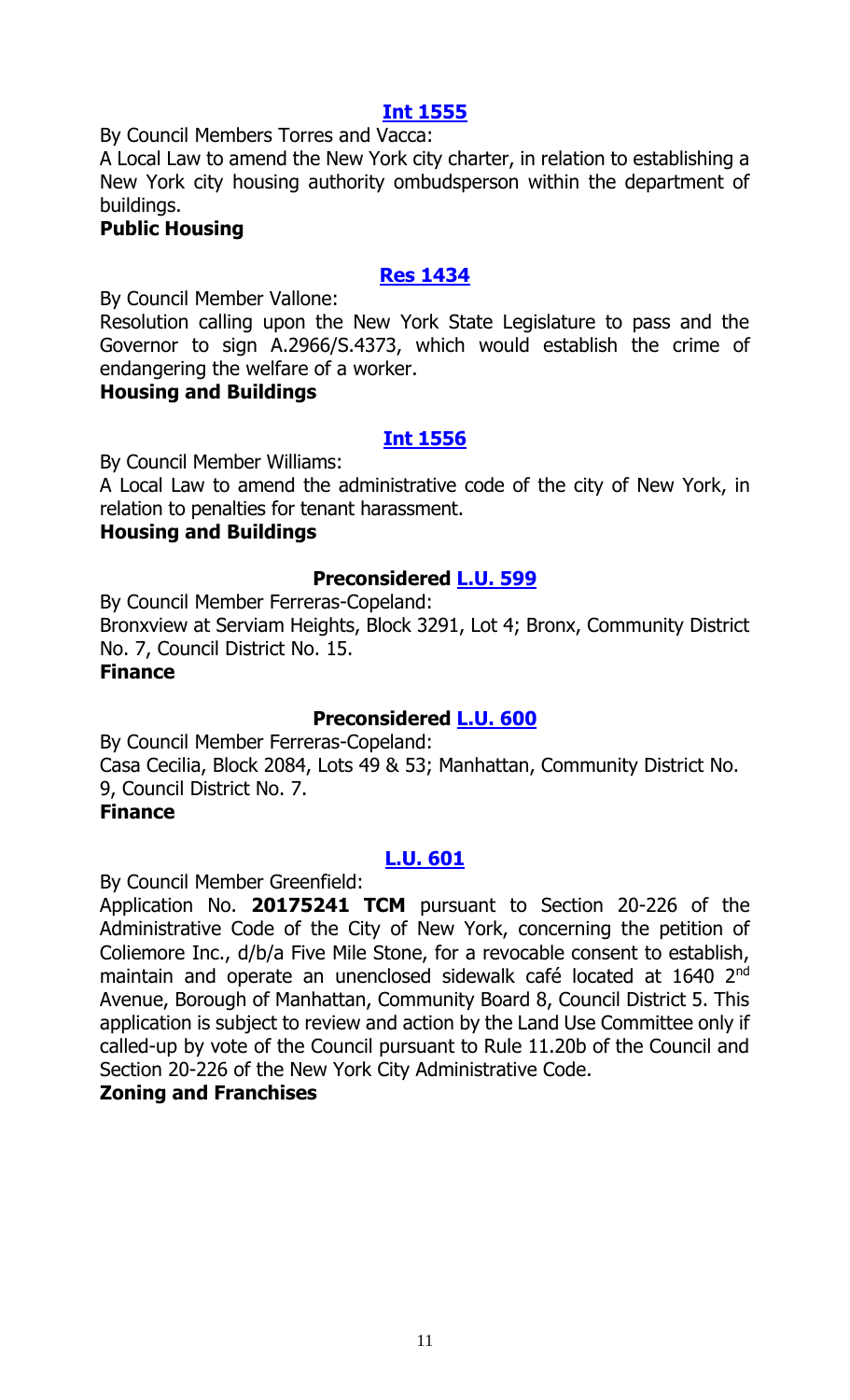### Int 1555

By Council Members Torres and Vacca:

A Local Law to amend the New York city charter, in relation to establishing a New York city housing authority ombudsperson within the department of buildings.

**Public Housing**

### Res 1434

By Council Member Vallone:

Resolution calling upon the New York State Legislature to pass and the Governor to sign A.2966/S.4373, which would establish the crime of endangering the welfare of a worker.

**Housing and Buildings**

### Int 1556

By Council Member Williams:

A Local Law to amend the administrative code of the city of New York, in relation to penalties for tenant harassment.

**Housing and Buildings**

### Preconsidered L.U. 599

By Council Member Ferreras-Copeland:

Bronxview at Serviam Heights, Block 3291, Lot 4; Bronx, Community District No. 7, Council District No. 15.

**Finance**

### Preconsidered L.U. 600

By Council Member Ferreras-Copeland:

Casa Cecilia, Block 2084, Lots 49 & 53; Manhattan, Community District No. 9, Council District No. 7.

**Finance**

### L.U. 601

By Council Member Greenfield:

Application No. **20175241 TCM** pursuant to Section 20-226 of the Administrative Code of the City of New York, concerning the petition of Coliemore Inc., d/b/a Five Mile Stone, for a revocable consent to establish, maintain and operate an unenclosed sidewalk café located at 1640 2nd Avenue, Borough of Manhattan, Community Board 8, Council District 5. This application is subject to review and action by the Land Use Committee only if called-up by vote of the Council pursuant to Rule 11.20b of the Council and Section 20-226 of the New York City Administrative Code.

**Zoning and Franchises**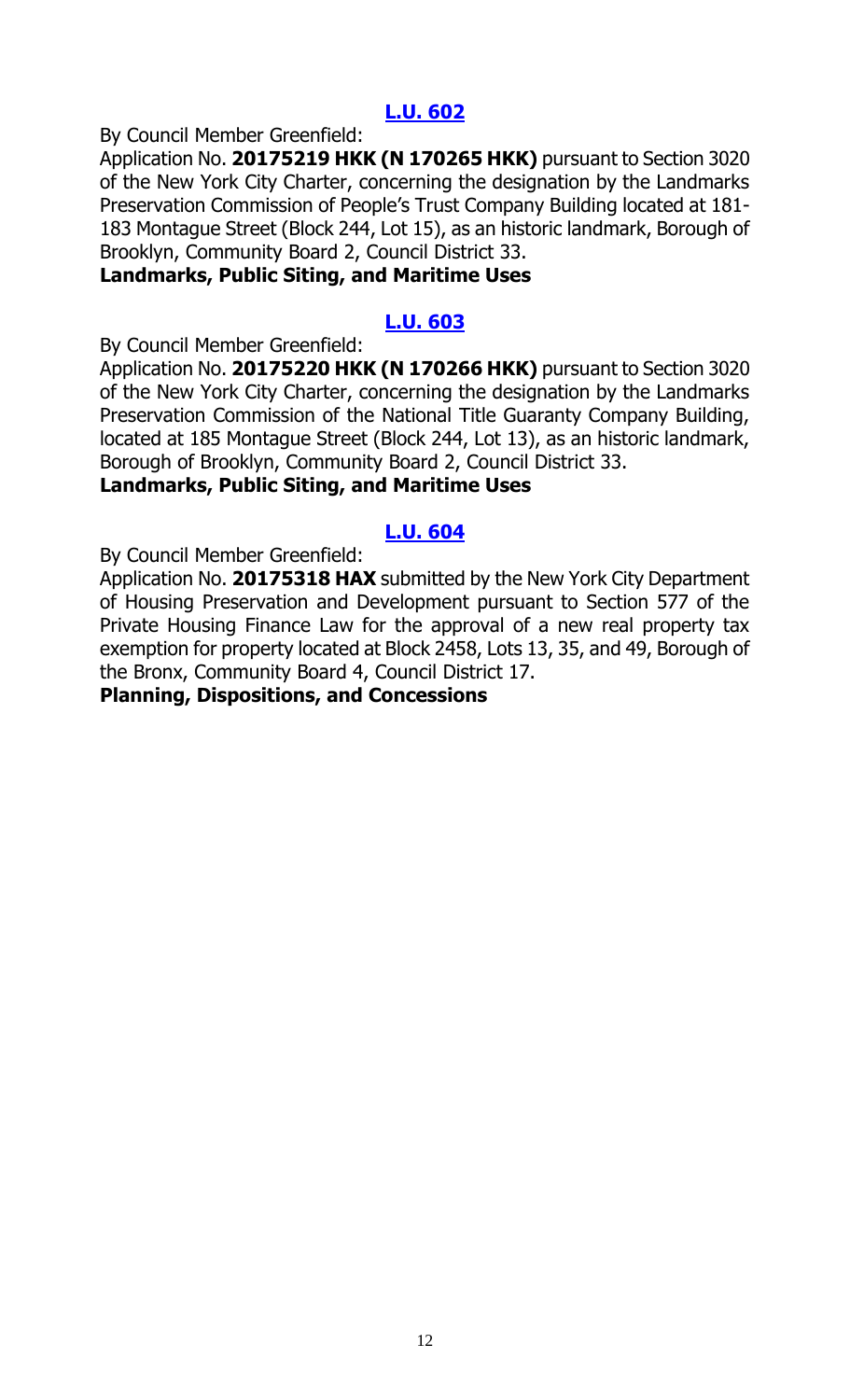## [L.U. 602]

By Council Member Greenfield:

Application No. **20175219 HKK (N 170265 HKK)** pursuant to Section 3020 of the New York City Charter, concerning the designation by the Landmarks Preservation Commission of People's Trust Company Building located at 181-183 Montague Street (Block 244, Lot 15), as an historic landmark, Borough of Brooklyn, Community Board 2, Council District 33.

**Landmarks, Public Siting, and Maritime Uses**

## [L.U. 603]

By Council Member Greenfield:

Application No. **20175220 HKK (N 170266 HKK)** pursuant to Section 3020 of the New York City Charter, concerning the designation by the Landmarks Preservation Commission of the National Title Guaranty Company Building, located at 185 Montague Street (Block 244, Lot 13), as an historic landmark, Borough of Brooklyn, Community Board 2, Council District 33.

**Landmarks, Public Siting, and Maritime Uses**

## [L.U. 604]

By Council Member Greenfield:

Application No. **20175318 HAX** submitted by the New York City Department of Housing Preservation and Development pursuant to Section 577 of the Private Housing Finance Law for the approval of a new real property tax exemption for property located at Block 2458, Lots 13, 35, and 49, Borough of the Bronx, Community Board 4, Council District 17.

**Planning, Dispositions, and Concessions**